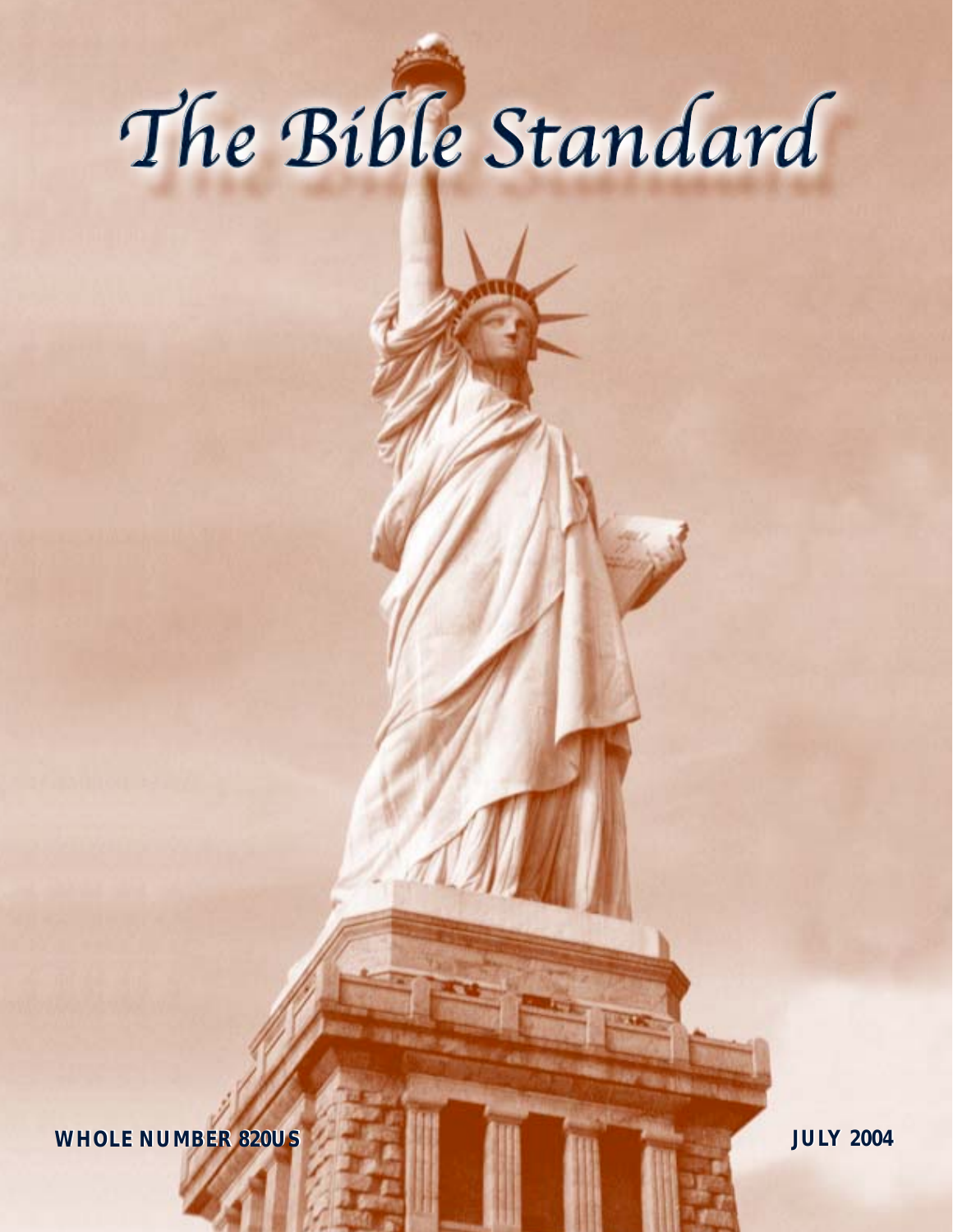# The Bible Standard

**WHOLE NUMBER 820US**

**JULY 2004**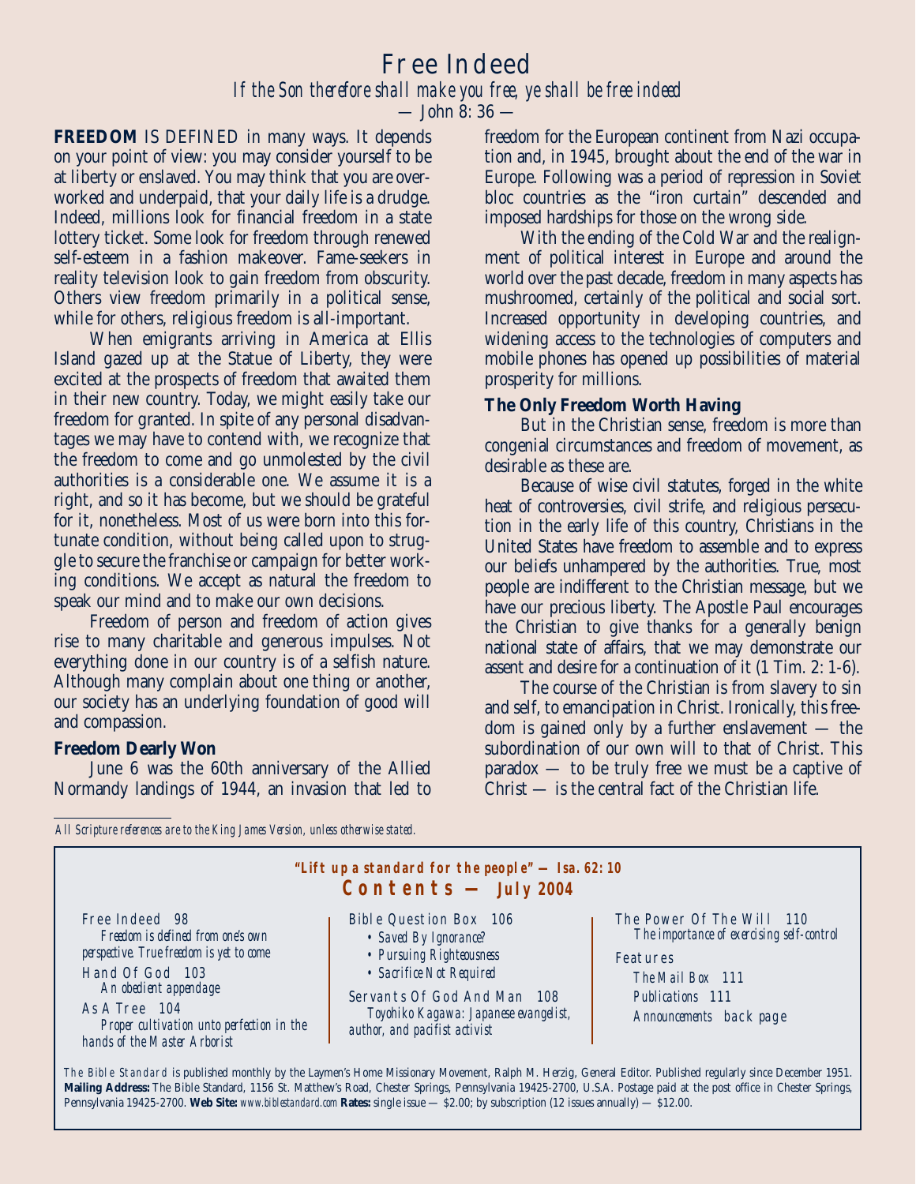# Free Indeed

*If the Son therefore shall make you free, ye shall be free indeed*

— John 8: 36 —

**FREEDOM** IS DEFINED in many ways. It depends on your point of view: you may consider yourself to be at liberty or enslaved. You may think that you are overworked and underpaid, that your daily life is a drudge. Indeed, millions look for financial freedom in a state lottery ticket. Some look for freedom through renewed self-esteem in a fashion makeover. Fame-seekers in reality television look to gain freedom from obscurity. Others view freedom primarily in a political sense, while for others, religious freedom is all-important.

When emigrants arriving in America at Ellis Island gazed up at the Statue of Liberty, they were excited at the prospects of freedom that awaited them in their new country. Today, we might easily take our freedom for granted. In spite of any personal disadvantages we may have to contend with, we recognize that the freedom to come and go unmolested by the civil authorities is a considerable one. We assume it is a right, and so it has become, but we should be grateful for it, nonetheless. Most of us were born into this fortunate condition, without being called upon to struggle to secure the franchise or campaign for better working conditions. We accept as natural the freedom to speak our mind and to make our own decisions.

Freedom of person and freedom of action gives rise to many charitable and generous impulses. Not everything done in our country is of a selfish nature. Although many complain about one thing or another, our society has an underlying foundation of good will and compassion.

### Freedom Dearly Won

June 6 was the 60th anniversary of the Allied Normandy landings of 1944, an invasion that led to freedom for the European continent from Nazi occupation and, in 1945, brought about the end of the war in Europe. Following was a period of repression in Soviet bloc countries as the "iron curtain" descended and imposed hardships for those on the wrong side.

With the ending of the Cold War and the realignment of political interest in Europe and around the world over the past decade, freedom in many aspects has mushroomed, certainly of the political and social sort. Increased opportunity in developing countries, and widening access to the technologies of computers and mobile phones has opened up possibilities of material prosperity for millions.

### The Only Freedom Worth Having

But in the Christian sense, freedom is more than congenial circumstances and freedom of movement, as desirable as these are.

Because of wise civil statutes, forged in the white heat of controversies, civil strife, and religious persecution in the early life of this country, Christians in the United States have freedom to assemble and to express our beliefs unhampered by the authorities. True, most people are indifferent to the Christian message, but we have our precious liberty. The Apostle Paul encourages the Christian to give thanks for a generally benign national state of affairs, that we may demonstrate our assent and desire for a continuation of it (1 Tim. 2: 1-6).

The course of the Christian is from slavery to sin and self, to emancipation in Christ. Ironically, this freedom is gained only by a further enslavement — the subordination of our own will to that of Christ. This paradox — to be truly free we must be a captive of Christ — is the central fact of the Christian life.

*All Scripture references are to the King James Version, unless otherwise stated.*

---

**"Lift up a standard for the people" — Isa. 62: 10**

## Contents — July 2004

Free Indeed 98
*Freedom is defined from one's own perspective. True freedom is yet to come*

Hand Of God 103
*An obedient appendage*

As A Tree 104
*Proper cultivation unto perfection in the hands of the Master Arborist*

Bible Question Box 106
- *Saved By Ignorance?*
- *Pursuing Righteousness*
- *Sacrifice Not Required*

Servants Of God And Man 108
*Toyohiko Kagawa: Japanese evangelist, author, and pacifist activist*

The Power Of The Will 110
*The importance of exercising self-control*

Features
- *The Mail Box* 111
- *Publications* 111
- *Announcements* back page

*The Bible Standard* is published monthly by the Laymen's Home Missionary Movement, Ralph M. Herzig, General Editor. Published regularly since December 1951. **Mailing Address:** The Bible Standard, 1156 St. Matthew's Road, Chester Springs, Pennsylvania 19425-2700, U.S.A. Postage paid at the post office in Chester Springs, Pennsylvania 19425-2700. **Web Site:** *www.biblestandard.com* **Rates:** single issue — $2.00; by subscription (12 issues annually) — $12.00.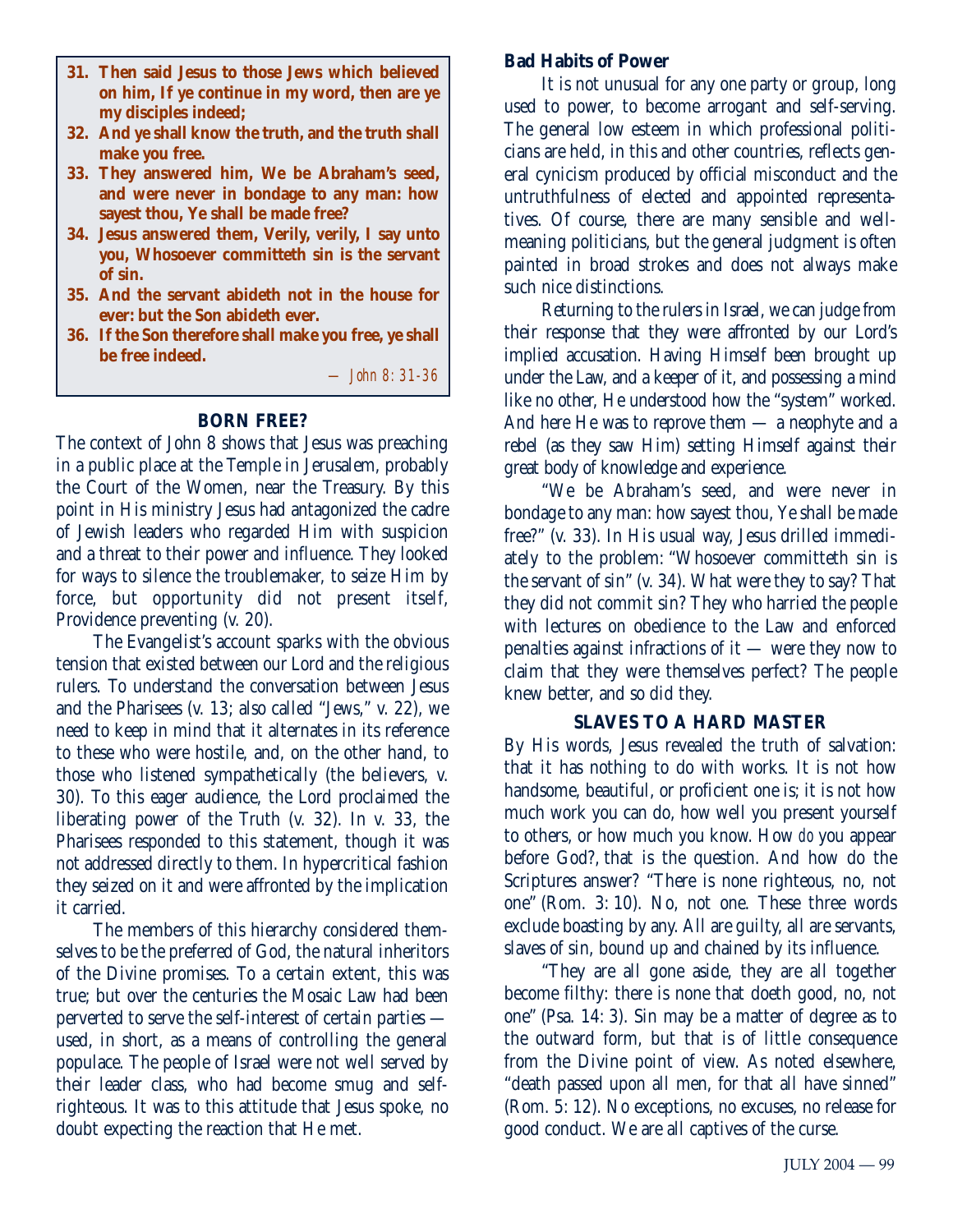**31. Then said Jesus to those Jews which believed on him, If ye continue in my word, then are ye my disciples indeed;**

**32. And ye shall know the truth, and the truth shall make you free.**

**33. They answered him, We be Abraham's seed, and were never in bondage to any man: how sayest thou, Ye shall be made free?**

**34. Jesus answered them, Verily, verily, I say unto you, Whosoever committeth sin is the servant of sin.**

**35. And the servant abideth not in the house for ever: but the Son abideth ever.**

**36. If the Son therefore shall make you free, ye shall be free indeed.**

*— John 8: 31-36*

### BORN FREE?

The context of John 8 shows that Jesus was preaching in a public place at the Temple in Jerusalem, probably the Court of the Women, near the Treasury. By this point in His ministry Jesus had antagonized the cadre of Jewish leaders who regarded Him with suspicion and a threat to their power and influence. They looked for ways to silence the troublemaker, to seize Him by force, but opportunity did not present itself, Providence preventing (v. 20).

The Evangelist's account sparks with the obvious tension that existed between our Lord and the religious rulers. To understand the conversation between Jesus and the Pharisees (v. 13; also called "Jews," v. 22), we need to keep in mind that it alternates in its reference to these who were hostile, and, on the other hand, to those who listened sympathetically (the believers, v. 30). To this eager audience, the Lord proclaimed the liberating power of the Truth (v. 32). In v. 33, the Pharisees responded to this statement, though it was not addressed directly to them. In hypercritical fashion they seized on it and were affronted by the implication it carried.

The members of this hierarchy considered themselves to be the preferred of God, the natural inheritors of the Divine promises. To a certain extent, this was true; but over the centuries the Mosaic Law had been perverted to serve the self-interest of certain parties — used, in short, as a means of controlling the general populace. The people of Israel were not well served by their leader class, who had become smug and self-righteous. It was to this attitude that Jesus spoke, no doubt expecting the reaction that He met.

### Bad Habits of Power

It is not unusual for any one party or group, long used to power, to become arrogant and self-serving. The general low esteem in which professional politicians are held, in this and other countries, reflects general cynicism produced by official misconduct and the untruthfulness of elected and appointed representatives. Of course, there are many sensible and well-meaning politicians, but the general judgment is often painted in broad strokes and does not always make such nice distinctions.

Returning to the rulers in Israel, we can judge from their response that they were affronted by our Lord's implied accusation. Having Himself been brought up under the Law, and a keeper of it, and possessing a mind like no other, He understood how the "system" worked. And here He was to reprove them — a neophyte and a rebel (as they saw Him) setting Himself against their great body of knowledge and experience.

"We be Abraham's seed, and were never in bondage to any man: how sayest thou, Ye shall be made free?" (v. 33). In His usual way, Jesus drilled immediately to the problem: "Whosoever committeth sin is the servant of sin" (v. 34). What were they to say? That they did not commit sin? They who harried the people with lectures on obedience to the Law and enforced penalties against infractions of it — were they now to claim that they were themselves perfect? The people knew better, and so did they.

### SLAVES TO A HARD MASTER

By His words, Jesus revealed the truth of salvation: that it has nothing to do with works. It is not how handsome, beautiful, or proficient one is; it is not how much work you can do, how well you present yourself to others, or how much you know. How *do* you appear before God?, that is the question. And how do the Scriptures answer? "There is none righteous, no, not one" (Rom. 3: 10). No, not one. These three words exclude boasting by any. All are guilty, all are servants, slaves of sin, bound up and chained by its influence.

"They are all gone aside, they are all together become filthy: there is none that doeth good, no, not one" (Psa. 14: 3). Sin may be a matter of degree as to the outward form, but that is of little consequence from the Divine point of view. As noted elsewhere, "death passed upon all men, for that all have sinned" (Rom. 5: 12). No exceptions, no excuses, no release for good conduct. We are all captives of the curse.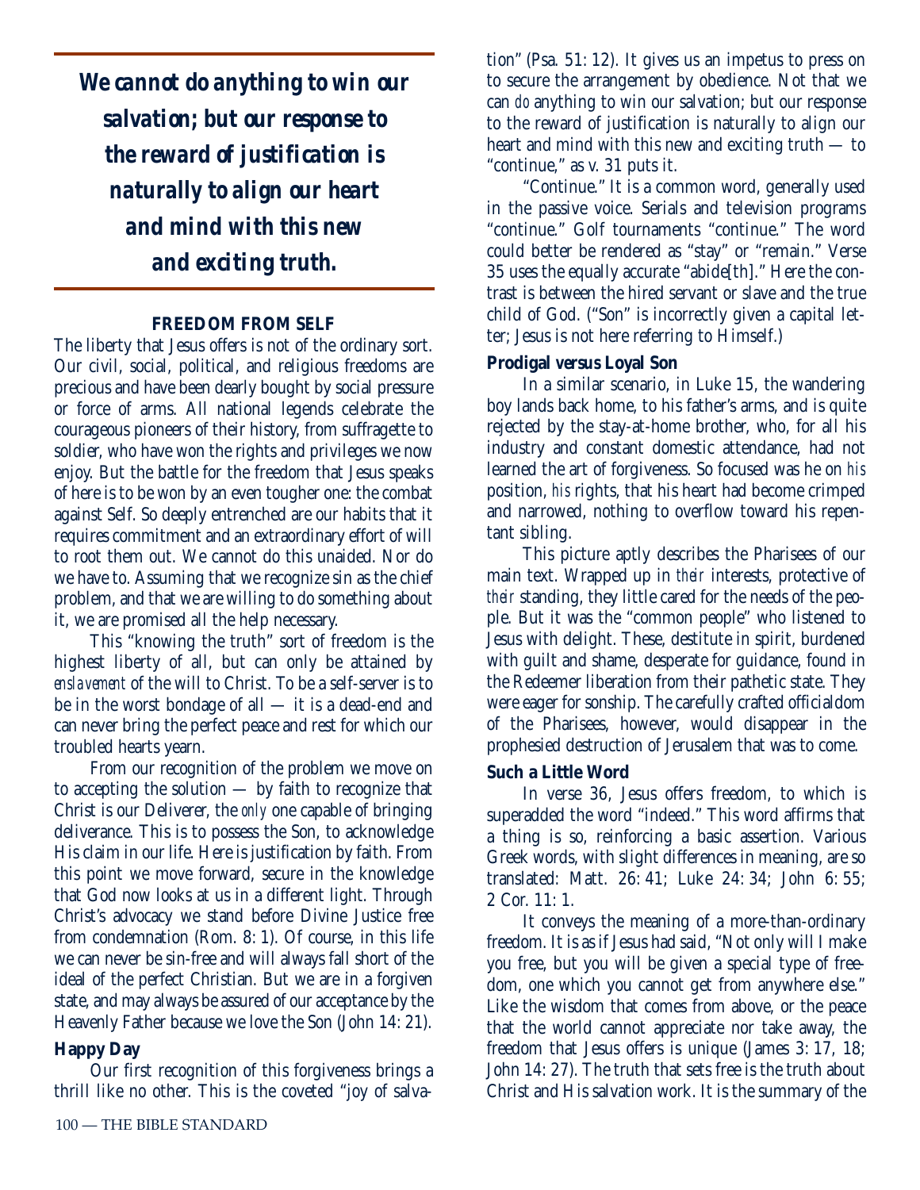***We cannot do anything to win our salvation; but our response to the reward of justification is naturally to align our heart and mind with this new and exciting truth.***

### FREEDOM FROM SELF

The liberty that Jesus offers is not of the ordinary sort. Our civil, social, political, and religious freedoms are precious and have been dearly bought by social pressure or force of arms. All national legends celebrate the courageous pioneers of their history, from suffragette to soldier, who have won the rights and privileges we now enjoy. But the battle for the freedom that Jesus speaks of here is to be won by an even tougher one: the combat against Self. So deeply entrenched are our habits that it requires commitment and an extraordinary effort of will to root them out. We cannot do this unaided. Nor do we have to. Assuming that we recognize sin as the chief problem, and that we are willing to do something about it, we are promised all the help necessary.

This "knowing the truth" sort of freedom is the highest liberty of all, but can only be attained by *enslavement* of the will to Christ. To be a self-server is to be in the worst bondage of all — it is a dead-end and can never bring the perfect peace and rest for which our troubled hearts yearn.

From our recognition of the problem we move on to accepting the solution — by faith to recognize that Christ is our Deliverer, the *only* one capable of bringing deliverance. This is to possess the Son, to acknowledge His claim in our life. Here is justification by faith. From this point we move forward, secure in the knowledge that God now looks at us in a different light. Through Christ's advocacy we stand before Divine Justice free from condemnation (Rom. 8: 1). Of course, in this life we can never be sin-free and will always fall short of the ideal of the perfect Christian. But we are in a forgiven state, and may always be assured of our acceptance by the Heavenly Father because we love the Son (John 14: 21).

#### Happy Day

Our first recognition of this forgiveness brings a thrill like no other. This is the coveted "joy of salvation" (Psa. 51: 12). It gives us an impetus to press on to secure the arrangement by obedience. Not that we can *do* anything to win our salvation; but our response to the reward of justification is naturally to align our heart and mind with this new and exciting truth — to "continue," as v. 31 puts it.

"Continue." It is a common word, generally used in the passive voice. Serials and television programs "continue." Golf tournaments "continue." The word could better be rendered as "stay" or "remain." Verse 35 uses the equally accurate "abide[th]." Here the contrast is between the hired servant or slave and the true child of God. ("Son" is incorrectly given a capital letter; Jesus is not here referring to Himself.)

#### Prodigal versus Loyal Son

In a similar scenario, in Luke 15, the wandering boy lands back home, to his father's arms, and is quite rejected by the stay-at-home brother, who, for all his industry and constant domestic attendance, had not learned the art of forgiveness. So focused was he on *his* position, *his* rights, that his heart had become crimped and narrowed, nothing to overflow toward his repentant sibling.

This picture aptly describes the Pharisees of our main text. Wrapped up in *their* interests, protective of *their* standing, they little cared for the needs of the people. But it was the "common people" who listened to Jesus with delight. These, destitute in spirit, burdened with guilt and shame, desperate for guidance, found in the Redeemer liberation from their pathetic state. They were eager for sonship. The carefully crafted officialdom of the Pharisees, however, would disappear in the prophesied destruction of Jerusalem that was to come.

#### Such a Little Word

In verse 36, Jesus offers freedom, to which is superadded the word "indeed." This word affirms that a thing is so, reinforcing a basic assertion. Various Greek words, with slight differences in meaning, are so translated: Matt. 26: 41; Luke 24: 34; John 6: 55; 2 Cor. 11: 1.

It conveys the meaning of a more-than-ordinary freedom. It is as if Jesus had said, "Not only will I make you free, but you will be given a special type of freedom, one which you cannot get from anywhere else." Like the wisdom that comes from above, or the peace that the world cannot appreciate nor take away, the freedom that Jesus offers is unique (James 3: 17, 18; John 14: 27). The truth that sets free is the truth about Christ and His salvation work. It is the summary of the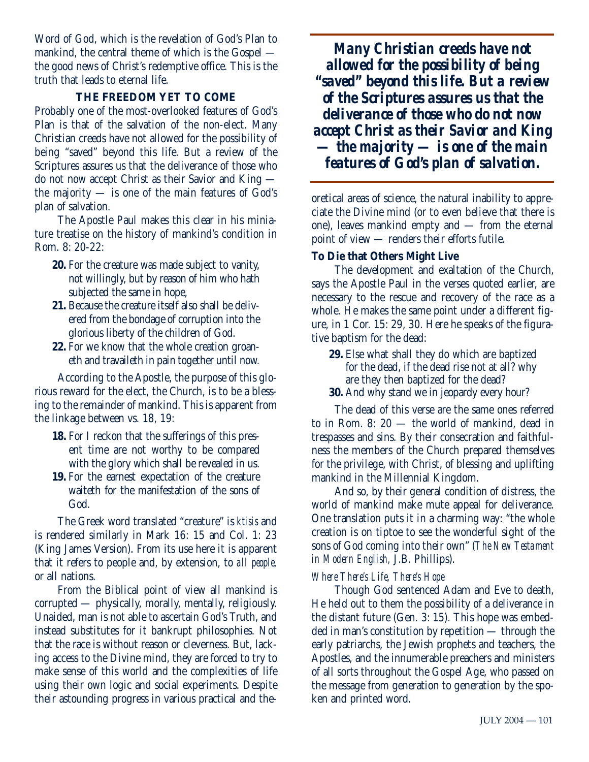Word of God, which is the revelation of God's Plan to mankind, the central theme of which is the Gospel — the good news of Christ's redemptive office. This is the truth that leads to eternal life.

## THE FREEDOM YET TO COME

Probably one of the most-overlooked features of God's Plan is that of the salvation of the non-elect. Many Christian creeds have not allowed for the possibility of being "saved" beyond this life. But a review of the Scriptures assures us that the deliverance of those who do not now accept Christ as their Savior and King — the majority — is one of the main features of God's plan of salvation.

The Apostle Paul makes this clear in his miniature treatise on the history of mankind's condition in Rom. 8: 20-22:

> **20.** For the creature was made subject to vanity, not willingly, but by reason of him who hath subjected the same in hope,
>
> **21.** Because the creature itself also shall be delivered from the bondage of corruption into the glorious liberty of the children of God.
>
> **22.** For we know that the whole creation groaneth and travaileth in pain together until now.

According to the Apostle, the purpose of this glorious reward for the elect, the Church, is to be a blessing to the remainder of mankind. This is apparent from the linkage between vs. 18, 19:

> **18.** For I reckon that the sufferings of this present time are not worthy to be compared with the glory which shall be revealed in us.
>
> **19.** For the earnest expectation of the creature waiteth for the manifestation of the sons of God.

The Greek word translated "creature" is *ktisis* and is rendered similarly in Mark 16: 15 and Col. 1: 23 (King James Version). From its use here it is apparent that it refers to people and, by extension, to *all people,* or all nations.

From the Biblical point of view all mankind is corrupted — physically, morally, mentally, religiously. Unaided, man is not able to ascertain God's Truth, and instead substitutes for it bankrupt philosophies. Not that the race is without reason or cleverness. But, lacking access to the Divine mind, they are forced to try to make sense of this world and the complexities of life using their own logic and social experiments. Despite their astounding progress in various practical and theoretical areas of science, the natural inability to appreciate the Divine mind (or to even believe that there is one), leaves mankind empty and — from the eternal point of view — renders their efforts futile.

***Many Christian creeds have not allowed for the possibility of being "saved" beyond this life. But a review of the Scriptures assures us that the deliverance of those who do not now accept Christ as their Savior and King — the majority — is one of the main features of God's plan of salvation.***

### To Die that Others Might Live

The development and exaltation of the Church, says the Apostle Paul in the verses quoted earlier, are necessary to the rescue and recovery of the race as a whole. He makes the same point under a different figure, in 1 Cor. 15: 29, 30. Here he speaks of the figurative baptism for the dead:

> **29.** Else what shall they do which are baptized for the dead, if the dead rise not at all? why are they then baptized for the dead?
>
> **30.** And why stand we in jeopardy every hour?

The dead of this verse are the same ones referred to in Rom. 8: 20 — the world of mankind, dead in trespasses and sins. By their consecration and faithfulness the members of the Church prepared themselves for the privilege, with Christ, of blessing and uplifting mankind in the Millennial Kingdom.

And so, by their general condition of distress, the world of mankind make mute appeal for deliverance. One translation puts it in a charming way: "the whole creation is on tiptoe to see the wonderful sight of the sons of God coming into their own" (*The New Testament in Modern English,* J.B. Phillips).

#### *Where There's Life, There's Hope*

Though God sentenced Adam and Eve to death, He held out to them the possibility of a deliverance in the distant future (Gen. 3: 15). This hope was embedded in man's constitution by repetition — through the early patriarchs, the Jewish prophets and teachers, the Apostles, and the innumerable preachers and ministers of all sorts throughout the Gospel Age, who passed on the message from generation to generation by the spoken and printed word.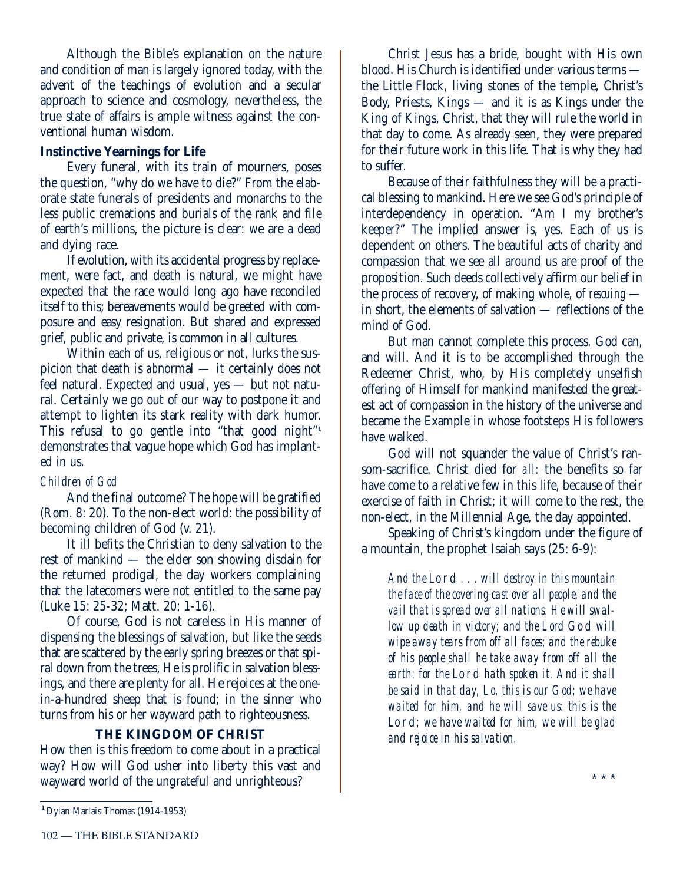Although the Bible's explanation on the nature and condition of man is largely ignored today, with the advent of the teachings of evolution and a secular approach to science and cosmology, nevertheless, the true state of affairs is ample witness against the conventional human wisdom.

### Instinctive Yearnings for Life

Every funeral, with its train of mourners, poses the question, "why do we have to die?" From the elaborate state funerals of presidents and monarchs to the less public cremations and burials of the rank and file of earth's millions, the picture is clear: we are a dead and dying race.

If evolution, with its accidental progress by replacement, were fact, and death is natural, we might have expected that the race would long ago have reconciled itself to this; bereavements would be greeted with composure and easy resignation. But shared and expressed grief, public and private, is common in all cultures.

Within each of us, religious or not, lurks the suspicion that death is *ab*normal — it certainly does not feel natural. Expected and usual, yes — but not natural. Certainly we go out of our way to postpone it and attempt to lighten its stark reality with dark humor. This refusal to go gentle into "that good night"[1] demonstrates that vague hope which God has implanted in us.

#### *Children of God*

And the final outcome? The hope will be gratified (Rom. 8: 20). To the non-elect world: the possibility of becoming children of God (v. 21).

It ill befits the Christian to deny salvation to the rest of mankind — the elder son showing disdain for the returned prodigal, the day workers complaining that the latecomers were not entitled to the same pay (Luke 15: 25-32; Matt. 20: 1-16).

Of course, God is not careless in His manner of dispensing the blessings of salvation, but like the seeds that are scattered by the early spring breezes or that spiral down from the trees, He is prolific in salvation blessings, and there are plenty for all. He rejoices at the one-in-a-hundred sheep that is found; in the sinner who turns from his or her wayward path to righteousness.

## THE KINGDOM OF CHRIST

How then is this freedom to come about in a practical way? How will God usher into liberty this vast and wayward world of the ungrateful and unrighteous?

Christ Jesus has a bride, bought with His own blood. His Church is identified under various terms — the Little Flock, living stones of the temple, Christ's Body, Priests, Kings — and it is as Kings under the King of Kings, Christ, that they will rule the world in that day to come. As already seen, they were prepared for their future work in this life. That is why they had to suffer.

Because of their faithfulness they will be a practical blessing to mankind. Here we see God's principle of interdependency in operation. "Am I my brother's keeper?" The implied answer is, yes. Each of us is dependent on others. The beautiful acts of charity and compassion that we see all around us are proof of the proposition. Such deeds collectively affirm our belief in the process of recovery, of making whole, of *rescuing* — in short, the elements of salvation — reflections of the mind of God.

But man cannot complete this process. God can, and will. And it is to be accomplished through the Redeemer Christ, who, by His completely unselfish offering of Himself for mankind manifested the greatest act of compassion in the history of the universe and became the Example in whose footsteps His followers have walked.

God will not squander the value of Christ's ransom-sacrifice. Christ died for *all:* the benefits so far have come to a relative few in this life, because of their exercise of faith in Christ; it will come to the rest, the non-elect, in the Millennial Age, the day appointed.

Speaking of Christ's kingdom under the figure of a mountain, the prophet Isaiah says (25: 6-9):

> *And the* LORD *. . . will destroy in this mountain the face of the covering cast over all people, and the vail that is spread over all nations. He will swallow up death in victory; and the Lord* GOD *will wipe away tears from off all faces; and the rebuke of his people shall he take away from off all the earth: for the* LORD *hath spoken it. And it shall be said in that day, Lo, this is our God; we have waited for him, and he will save us: this is the* LORD*; we have waited for him, we will be glad and rejoice in his salvation.*

\* \* \*

[1] Dylan Marlais Thomas (1914-1953)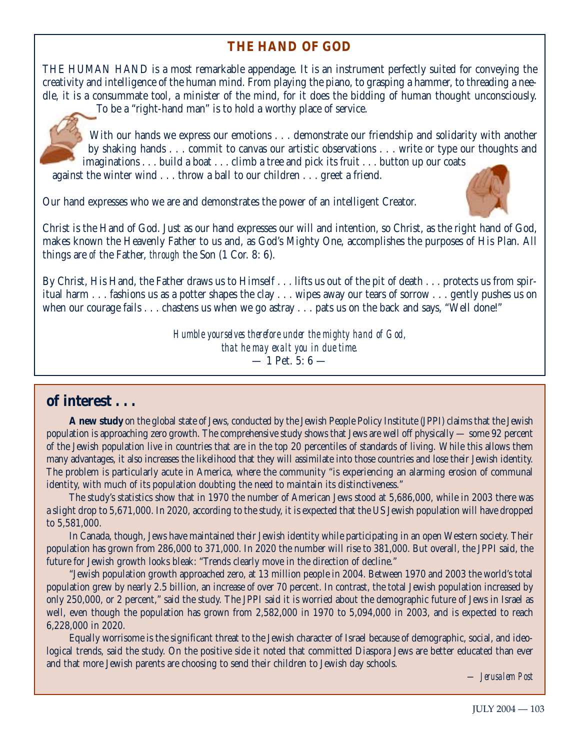## THE HAND OF GOD

THE HUMAN HAND is a most remarkable appendage. It is an instrument perfectly suited for conveying the creativity and intelligence of the human mind. From playing the piano, to grasping a hammer, to threading a needle, it is a consummate tool, a minister of the mind, for it does the bidding of human thought unconsciously. To be a "right-hand man" is to hold a worthy place of service.

With our hands we express our emotions . . . demonstrate our friendship and solidarity with another by shaking hands . . . commit to canvas our artistic observations . . . write or type our thoughts and imaginations . . . build a boat . . . climb a tree and pick its fruit . . . button up our coats against the winter wind . . . throw a ball to our children . . . greet a friend.

Our hand expresses who we are and demonstrates the power of an intelligent Creator.

Christ is the Hand of God. Just as our hand expresses our will and intention, so Christ, as the right hand of God, makes known the Heavenly Father to us and, as God's Mighty One, accomplishes the purposes of His Plan. All things are *of* the Father, *through* the Son (1 Cor. 8: 6).

By Christ, His Hand, the Father draws us to Himself . . . lifts us out of the pit of death . . . protects us from spiritual harm . . . fashions us as a potter shapes the clay . . . wipes away our tears of sorrow . . . gently pushes us on when our courage fails . . . chastens us when we go astray . . . pats us on the back and says, "Well done!"

*Humble yourselves therefore under the mighty hand of God,*
*that he may exalt you in due time.*
— 1 Pet. 5: 6 —

## of interest . . .

**A new study** on the global state of Jews, conducted by the Jewish People Policy Institute (JPPI) claims that the Jewish population is approaching zero growth. The comprehensive study shows that Jews are well off physically — some 92 percent of the Jewish population live in countries that are in the top 20 percentiles of standards of living. While this allows them many advantages, it also increases the likelihood that they will assimilate into those countries and lose their Jewish identity. The problem is particularly acute in America, where the community "is experiencing an alarming erosion of communal identity, with much of its population doubting the need to maintain its distinctiveness."

The study's statistics show that in 1970 the number of American Jews stood at 5,686,000, while in 2003 there was a slight drop to 5,671,000. In 2020, according to the study, it is expected that the US Jewish population will have dropped to 5,581,000.

In Canada, though, Jews have maintained their Jewish identity while participating in an open Western society. Their population has grown from 286,000 to 371,000. In 2020 the number will rise to 381,000. But overall, the JPPI said, the future for Jewish growth looks bleak: "Trends clearly move in the direction of decline."

"Jewish population growth approached zero, at 13 million people in 2004. Between 1970 and 2003 the world's total population grew by nearly 2.5 billion, an increase of over 70 percent. In contrast, the total Jewish population increased by only 250,000, or 2 percent," said the study. The JPPI said it is worried about the demographic future of Jews in Israel as well, even though the population has grown from 2,582,000 in 1970 to 5,094,000 in 2003, and is expected to reach 6,228,000 in 2020.

Equally worrisome is the significant threat to the Jewish character of Israel because of demographic, social, and ideological trends, said the study. On the positive side it noted that committed Diaspora Jews are better educated than ever and that more Jewish parents are choosing to send their children to Jewish day schools.

*— Jerusalem Post*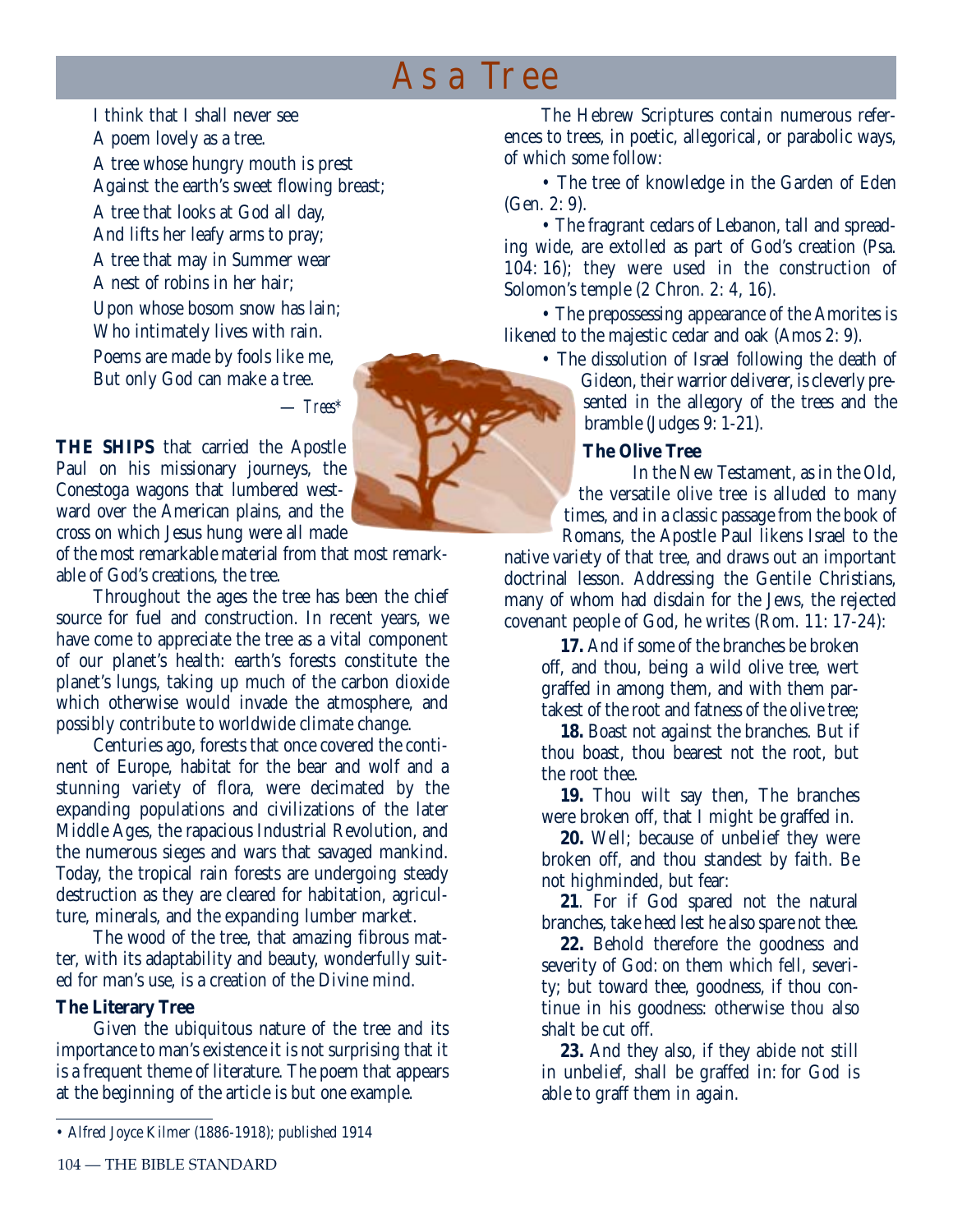# As a Tree

I think that I shall never see
A poem lovely as a tree.
A tree whose hungry mouth is prest
Against the earth's sweet flowing breast;
A tree that looks at God all day,
And lifts her leafy arms to pray;
A tree that may in Summer wear
A nest of robins in her hair;
Upon whose bosom snow has lain;
Who intimately lives with rain.
Poems are made by fools like me,
But only God can make a tree.

— *Trees**

**THE SHIPS** that carried the Apostle Paul on his missionary journeys, the Conestoga wagons that lumbered westward over the American plains, and the cross on which Jesus hung were all made of the most remarkable material from that most remarkable of God's creations, the tree.

Throughout the ages the tree has been the chief source for fuel and construction. In recent years, we have come to appreciate the tree as a vital component of our planet's health: earth's forests constitute the planet's lungs, taking up much of the carbon dioxide which otherwise would invade the atmosphere, and possibly contribute to worldwide climate change.

Centuries ago, forests that once covered the continent of Europe, habitat for the bear and wolf and a stunning variety of flora, were decimated by the expanding populations and civilizations of the later Middle Ages, the rapacious Industrial Revolution, and the numerous sieges and wars that savaged mankind. Today, the tropical rain forests are undergoing steady destruction as they are cleared for habitation, agriculture, minerals, and the expanding lumber market.

The wood of the tree, that amazing fibrous matter, with its adaptability and beauty, wonderfully suited for man's use, is a creation of the Divine mind.

### The Literary Tree

Given the ubiquitous nature of the tree and its importance to man's existence it is not surprising that it is a frequent theme of literature. The poem that appears at the beginning of the article is but one example.

The Hebrew Scriptures contain numerous references to trees, in poetic, allegorical, or parabolic ways, of which some follow:

- The tree of knowledge in the Garden of Eden (Gen. 2: 9).
- The fragrant cedars of Lebanon, tall and spreading wide, are extolled as part of God's creation (Psa. 104: 16); they were used in the construction of Solomon's temple (2 Chron. 2: 4, 16).
- The prepossessing appearance of the Amorites is likened to the majestic cedar and oak (Amos 2: 9).
- The dissolution of Israel following the death of Gideon, their warrior deliverer, is cleverly presented in the allegory of the trees and the bramble (Judges 9: 1-21).

### The Olive Tree

In the New Testament, as in the Old, the versatile olive tree is alluded to many times, and in a classic passage from the book of Romans, the Apostle Paul likens Israel to the native variety of that tree, and draws out an important doctrinal lesson. Addressing the Gentile Christians, many of whom had disdain for the Jews, the rejected covenant people of God, he writes (Rom. 11: 17-24):

> **17.** And if some of the branches be broken off, and thou, being a wild olive tree, wert graffed in among them, and with them partakest of the root and fatness of the olive tree;
>
> **18.** Boast not against the branches. But if thou boast, thou bearest not the root, but the root thee.
>
> **19.** Thou wilt say then, The branches were broken off, that I might be graffed in.
>
> **20.** Well; because of unbelief they were broken off, and thou standest by faith. Be not highminded, but fear:
>
> **21**. For if God spared not the natural branches, take heed lest he also spare not thee.
>
> **22.** Behold therefore the goodness and severity of God: on them which fell, severity; but toward thee, goodness, if thou continue in his goodness: otherwise thou also shalt be cut off.
>
> **23.** And they also, if they abide not still in unbelief, shall be graffed in: for God is able to graff them in again.

---

* Alfred Joyce Kilmer (1886-1918); published 1914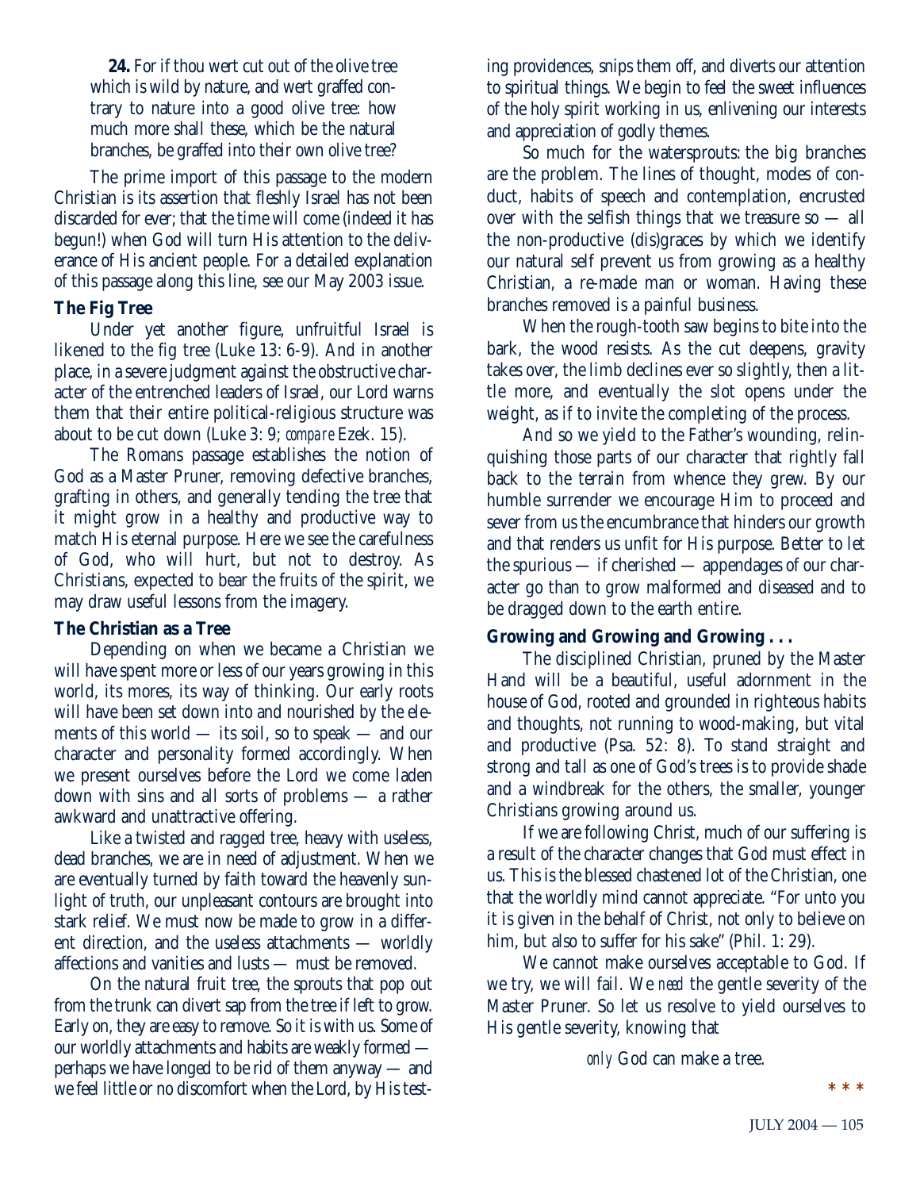**24.** For if thou wert cut out of the olive tree which is wild by nature, and wert graffed contrary to nature into a good olive tree: how much more shall these, which be the natural branches, be graffed into their own olive tree?

The prime import of this passage to the modern Christian is its assertion that fleshly Israel has not been discarded for ever; that the time will come (indeed it has begun!) when God will turn His attention to the deliverance of His ancient people. For a detailed explanation of this passage along this line, see our May 2003 issue.

**The Fig Tree**

Under yet another figure, unfruitful Israel is likened to the fig tree (Luke 13: 6-9). And in another place, in a severe judgment against the obstructive character of the entrenched leaders of Israel, our Lord warns them that their entire political-religious structure was about to be cut down (Luke 3: 9; *compare* Ezek. 15).

The Romans passage establishes the notion of God as a Master Pruner, removing defective branches, grafting in others, and generally tending the tree that it might grow in a healthy and productive way to match His eternal purpose. Here we see the carefulness of God, who will hurt, but not to destroy. As Christians, expected to bear the fruits of the spirit, we may draw useful lessons from the imagery.

**The Christian as a Tree**

Depending on when we became a Christian we will have spent more or less of our years growing in this world, its mores, its way of thinking. Our early roots will have been set down into and nourished by the elements of this world — its soil, so to speak — and our character and personality formed accordingly. When we present ourselves before the Lord we come laden down with sins and all sorts of problems — a rather awkward and unattractive offering.

Like a twisted and ragged tree, heavy with useless, dead branches, we are in need of adjustment. When we are eventually turned by faith toward the heavenly sunlight of truth, our unpleasant contours are brought into stark relief. We must now be made to grow in a different direction, and the useless attachments — worldly affections and vanities and lusts — must be removed.

On the natural fruit tree, the sprouts that pop out from the trunk can divert sap from the tree if left to grow. Early on, they are easy to remove. So it is with us. Some of our worldly attachments and habits are weakly formed — perhaps we have longed to be rid of them anyway — and we feel little or no discomfort when the Lord, by His testing providences, snips them off, and diverts our attention to spiritual things. We begin to feel the sweet influences of the holy spirit working in us, enlivening our interests and appreciation of godly themes.

So much for the watersprouts: the big branches are the problem. The lines of thought, modes of conduct, habits of speech and contemplation, encrusted over with the selfish things that we treasure so — all the non-productive (dis)graces by which we identify our natural self prevent us from growing as a healthy Christian, a re-made man or woman. Having these branches removed is a painful business.

When the rough-tooth saw begins to bite into the bark, the wood resists. As the cut deepens, gravity takes over, the limb declines ever so slightly, then a little more, and eventually the slot opens under the weight, as if to invite the completing of the process.

And so we yield to the Father's wounding, relinquishing those parts of our character that rightly fall back to the terrain from whence they grew. By our humble surrender we encourage Him to proceed and sever from us the encumbrance that hinders our growth and that renders us unfit for His purpose. Better to let the spurious — if cherished — appendages of our character go than to grow malformed and diseased and to be dragged down to the earth entire.

**Growing and Growing and Growing . . .**

The disciplined Christian, pruned by the Master Hand will be a beautiful, useful adornment in the house of God, rooted and grounded in righteous habits and thoughts, not running to wood-making, but vital and productive (Psa. 52: 8). To stand straight and strong and tall as one of God's trees is to provide shade and a windbreak for the others, the smaller, younger Christians growing around us.

If we are following Christ, much of our suffering is a result of the character changes that God must effect in us. This is the blessed chastened lot of the Christian, one that the worldly mind cannot appreciate. "For unto you it is given in the behalf of Christ, not only to believe on him, but also to suffer for his sake" (Phil. 1: 29).

We cannot make ourselves acceptable to God. If we try, we will fail. We *need* the gentle severity of the Master Pruner. So let us resolve to yield ourselves to His gentle severity, knowing that

*only* God can make a tree.

* * *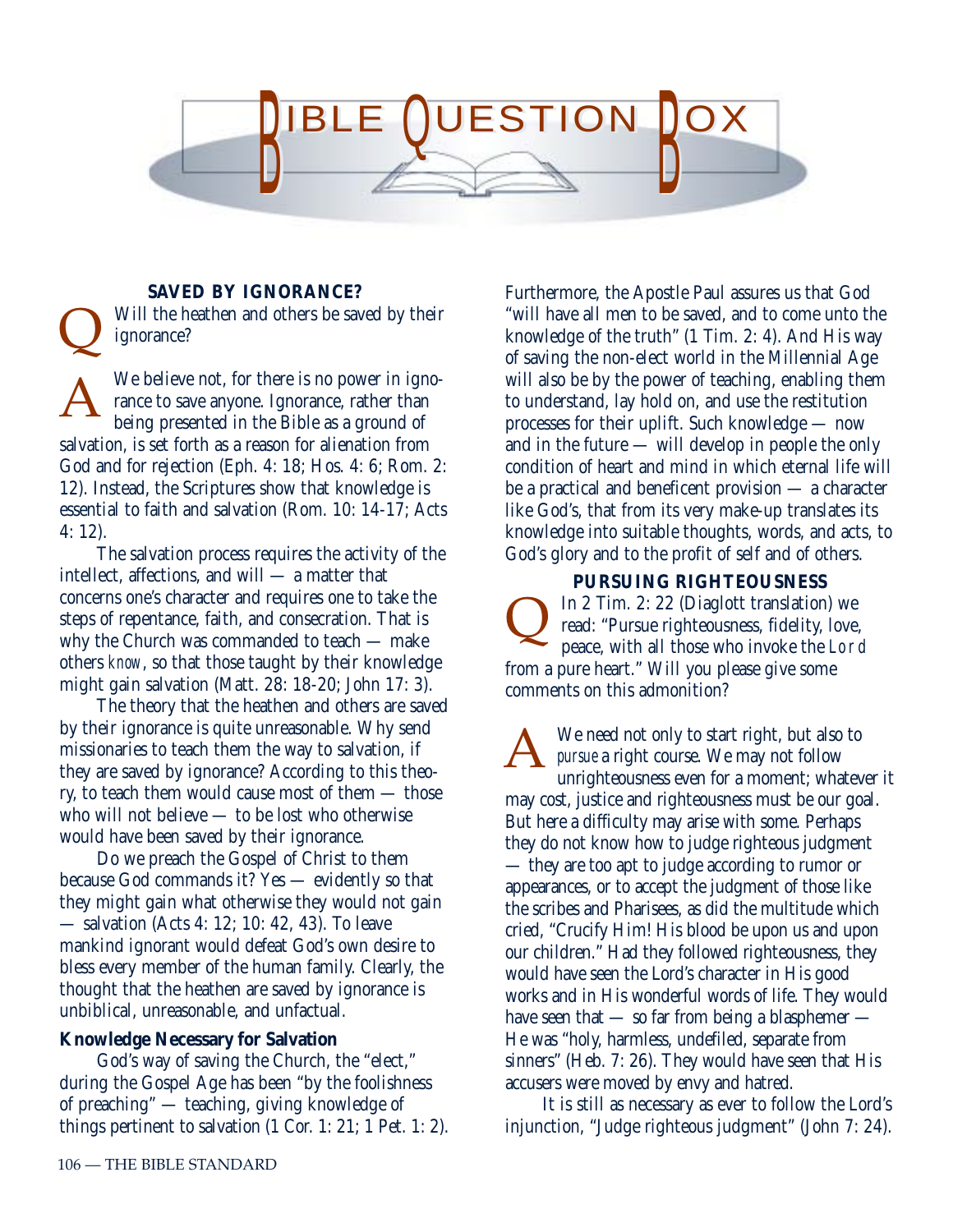# BIBLE QUESTION BOX

### SAVED BY IGNORANCE?

**Q** Will the heathen and others be saved by their ignorance?

**A** We believe not, for there is no power in ignorance to save anyone. Ignorance, rather than being presented in the Bible as a ground of salvation, is set forth as a reason for alienation from God and for rejection (Eph. 4: 18; Hos. 4: 6; Rom. 2: 12). Instead, the Scriptures show that knowledge is essential to faith and salvation (Rom. 10: 14-17; Acts 4: 12).

The salvation process requires the activity of the intellect, affections, and will — a matter that concerns one's character and requires one to take the steps of repentance, faith, and consecration. That is why the Church was commanded to teach — make others *know*, so that those taught by their knowledge might gain salvation (Matt. 28: 18-20; John 17: 3).

The theory that the heathen and others are saved by their ignorance is quite unreasonable. Why send missionaries to teach them the way to salvation, if they are saved by ignorance? According to this theory, to teach them would cause most of them — those who will not believe — to be lost who otherwise would have been saved by their ignorance.

Do we preach the Gospel of Christ to them because God commands it? Yes — evidently so that they might gain what otherwise they would not gain — salvation (Acts 4: 12; 10: 42, 43). To leave mankind ignorant would defeat God's own desire to bless every member of the human family. Clearly, the thought that the heathen are saved by ignorance is unbiblical, unreasonable, and unfactual.

**Knowledge Necessary for Salvation**

God's way of saving the Church, the "elect," during the Gospel Age has been "by the foolishness of preaching" — teaching, giving knowledge of things pertinent to salvation (1 Cor. 1: 21; 1 Pet. 1: 2). Furthermore, the Apostle Paul assures us that God "will have all men to be saved, and to come unto the knowledge of the truth" (1 Tim. 2: 4). And His way of saving the non-elect world in the Millennial Age will also be by the power of teaching, enabling them to understand, lay hold on, and use the restitution processes for their uplift. Such knowledge — now and in the future — will develop in people the only condition of heart and mind in which eternal life will be a practical and beneficent provision — a character like God's, that from its very make-up translates its knowledge into suitable thoughts, words, and acts, to God's glory and to the profit of self and of others.

### PURSUING RIGHTEOUSNESS

**Q** In 2 Tim. 2: 22 (Diaglott translation) we read: "Pursue righteousness, fidelity, love, peace, with all those who invoke the Lord from a pure heart." Will you please give some comments on this admonition?

**A** We need not only to start right, but also to *pursue* a right course. We may not follow unrighteousness even for a moment; whatever it may cost, justice and righteousness must be our goal. But here a difficulty may arise with some. Perhaps they do not know how to judge righteous judgment — they are too apt to judge according to rumor or appearances, or to accept the judgment of those like the scribes and Pharisees, as did the multitude which cried, "Crucify Him! His blood be upon us and upon our children." Had they followed righteousness, they would have seen the Lord's character in His good works and in His wonderful words of life. They would have seen that — so far from being a blasphemer — He was "holy, harmless, undefiled, separate from sinners" (Heb. 7: 26). They would have seen that His accusers were moved by envy and hatred.

It is still as necessary as ever to follow the Lord's injunction, "Judge righteous judgment" (John 7: 24).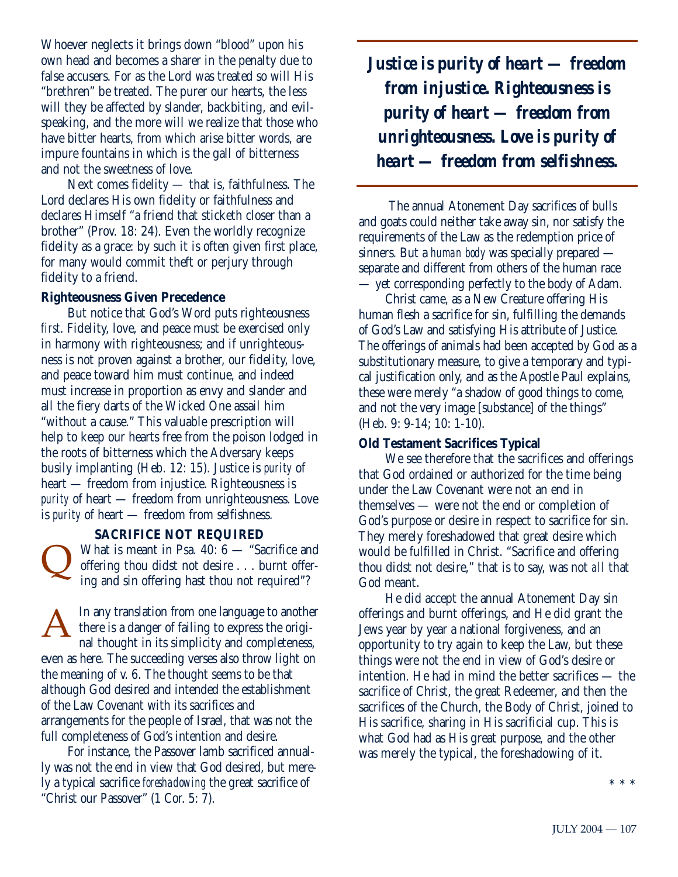Whoever neglects it brings down "blood" upon his own head and becomes a sharer in the penalty due to false accusers. For as the Lord was treated so will His "brethren" be treated. The purer our hearts, the less will they be affected by slander, backbiting, and evil-speaking, and the more will we realize that those who have bitter hearts, from which arise bitter words, are impure fountains in which is the gall of bitterness and not the sweetness of love.

Next comes fidelity — that is, faithfulness. The Lord declares His own fidelity or faithfulness and declares Himself "a friend that sticketh closer than a brother" (Prov. 18: 24). Even the worldly recognize fidelity as a grace: by such it is often given first place, for many would commit theft or perjury through fidelity to a friend.

**Righteousness Given Precedence**

But notice that God's Word puts righteousness *first*. Fidelity, love, and peace must be exercised only in harmony with righteousness; and if unrighteousness is not proven against a brother, our fidelity, love, and peace toward him must continue, and indeed must increase in proportion as envy and slander and all the fiery darts of the Wicked One assail him "without a cause." This valuable prescription will help to keep our hearts free from the poison lodged in the roots of bitterness which the Adversary keeps busily implanting (Heb. 12: 15). Justice is *purity* of heart — freedom from injustice. Righteousness is *purity* of heart — freedom from unrighteousness. Love is *purity* of heart — freedom from selfishness.

**SACRIFICE NOT REQUIRED**

Q What is meant in Psa. 40: 6 — "Sacrifice and offering thou didst not desire . . . burnt offering and sin offering hast thou not required"?

A In any translation from one language to another there is a danger of failing to express the original thought in its simplicity and completeness, even as here. The succeeding verses also throw light on the meaning of v. 6. The thought seems to be that although God desired and intended the establishment of the Law Covenant with its sacrifices and arrangements for the people of Israel, that was not the full completeness of God's intention and desire.

For instance, the Passover lamb sacrificed annually was not the end in view that God desired, but merely a typical sacrifice *foreshadowing* the great sacrifice of "Christ our Passover" (1 Cor. 5: 7).

***Justice is purity of heart — freedom from injustice. Righteousness is purity of heart — freedom from unrighteousness. Love is purity of heart — freedom from selfishness.***

The annual Atonement Day sacrifices of bulls and goats could neither take away sin, nor satisfy the requirements of the Law as the redemption price of sinners. But a *human body* was specially prepared — separate and different from others of the human race — yet corresponding perfectly to the body of Adam.

Christ came, as a New Creature offering His human flesh a sacrifice for sin, fulfilling the demands of God's Law and satisfying His attribute of Justice. The offerings of animals had been accepted by God as a substitutionary measure, to give a temporary and typical justification only, and as the Apostle Paul explains, these were merely "a shadow of good things to come, and not the very image [substance] of the things" (Heb. 9: 9-14; 10: 1-10).

**Old Testament Sacrifices Typical**

We see therefore that the sacrifices and offerings that God ordained or authorized for the time being under the Law Covenant were not an end in themselves — were not the end or completion of God's purpose or desire in respect to sacrifice for sin. They merely foreshadowed that great desire which would be fulfilled in Christ. "Sacrifice and offering thou didst not desire," that is to say, was not *all* that God meant.

He did accept the annual Atonement Day sin offerings and burnt offerings, and He did grant the Jews year by year a national forgiveness, and an opportunity to try again to keep the Law, but these things were not the end in view of God's desire or intention. He had in mind the better sacrifices — the sacrifice of Christ, the great Redeemer, and then the sacrifices of the Church, the Body of Christ, joined to His sacrifice, sharing in His sacrificial cup. This is what God had as His great purpose, and the other was merely the typical, the foreshadowing of it.

\* \* \*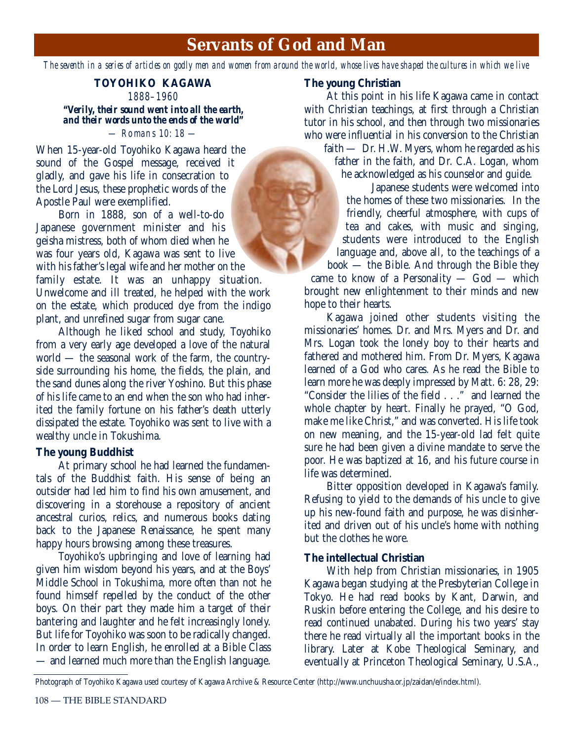# Servants of God and Man

*The seventh in a series of articles on godly men and women from around the world, whose lives have shaped the cultures in which we live*

## TOYOHIKO KAGAWA

*1888–1960*

***"Verily, their sound went into all the earth, and their words unto the ends of the world"***

*— Romans 10: 18 —*

When 15-year-old Toyohiko Kagawa heard the sound of the Gospel message, received it gladly, and gave his life in consecration to the Lord Jesus, these prophetic words of the Apostle Paul were exemplified.

Born in 1888, son of a well-to-do Japanese government minister and his geisha mistress, both of whom died when he was four years old, Kagawa was sent to live with his father's legal wife and her mother on the family estate. It was an unhappy situation. Unwelcome and ill treated, he helped with the work on the estate, which produced dye from the indigo plant, and unrefined sugar from sugar cane.

Although he liked school and study, Toyohiko from a very early age developed a love of the natural world — the seasonal work of the farm, the countryside surrounding his home, the fields, the plain, and the sand dunes along the river Yoshino. But this phase of his life came to an end when the son who had inherited the family fortune on his father's death utterly dissipated the estate. Toyohiko was sent to live with a wealthy uncle in Tokushima.

### The young Buddhist

At primary school he had learned the fundamentals of the Buddhist faith. His sense of being an outsider had led him to find his own amusement, and discovering in a storehouse a repository of ancient ancestral curios, relics, and numerous books dating back to the Japanese Renaissance, he spent many happy hours browsing among these treasures.

Toyohiko's upbringing and love of learning had given him wisdom beyond his years, and at the Boys' Middle School in Tokushima, more often than not he found himself repelled by the conduct of the other boys. On their part they made him a target of their bantering and laughter and he felt increasingly lonely. But life for Toyohiko was soon to be radically changed. In order to learn English, he enrolled at a Bible Class — and learned much more than the English language.

### The young Christian

At this point in his life Kagawa came in contact with Christian teachings, at first through a Christian tutor in his school, and then through two missionaries who were influential in his conversion to the Christian faith — Dr. H.W. Myers, whom he regarded as his father in the faith, and Dr. C.A. Logan, whom he acknowledged as his counselor and guide.

Japanese students were welcomed into the homes of these two missionaries. In the friendly, cheerful atmosphere, with cups of tea and cakes, with music and singing, students were introduced to the English language and, above all, to the teachings of a book — the Bible. And through the Bible they came to know of a Personality — God — which brought new enlightenment to their minds and new hope to their hearts.

Kagawa joined other students visiting the missionaries' homes. Dr. and Mrs. Myers and Dr. and Mrs. Logan took the lonely boy to their hearts and fathered and mothered him. From Dr. Myers, Kagawa learned of a God who cares. As he read the Bible to learn more he was deeply impressed by Matt. 6: 28, 29: "Consider the lilies of the field . . ." and learned the whole chapter by heart. Finally he prayed, "O God, make me like Christ," and was converted. His life took on new meaning, and the 15-year-old lad felt quite sure he had been given a divine mandate to serve the poor. He was baptized at 16, and his future course in life was determined.

Bitter opposition developed in Kagawa's family. Refusing to yield to the demands of his uncle to give up his new-found faith and purpose, he was disinherited and driven out of his uncle's home with nothing but the clothes he wore.

### The intellectual Christian

With help from Christian missionaries, in 1905 Kagawa began studying at the Presbyterian College in Tokyo. He had read books by Kant, Darwin, and Ruskin before entering the College, and his desire to read continued unabated. During his two years' stay there he read virtually all the important books in the library. Later at Kobe Theological Seminary, and eventually at Princeton Theological Seminary, U.S.A.,

Photograph of Toyohiko Kagawa used courtesy of Kagawa Archive & Resource Center (http://www.unchuusha.or.jp/zaidan/e/index.html).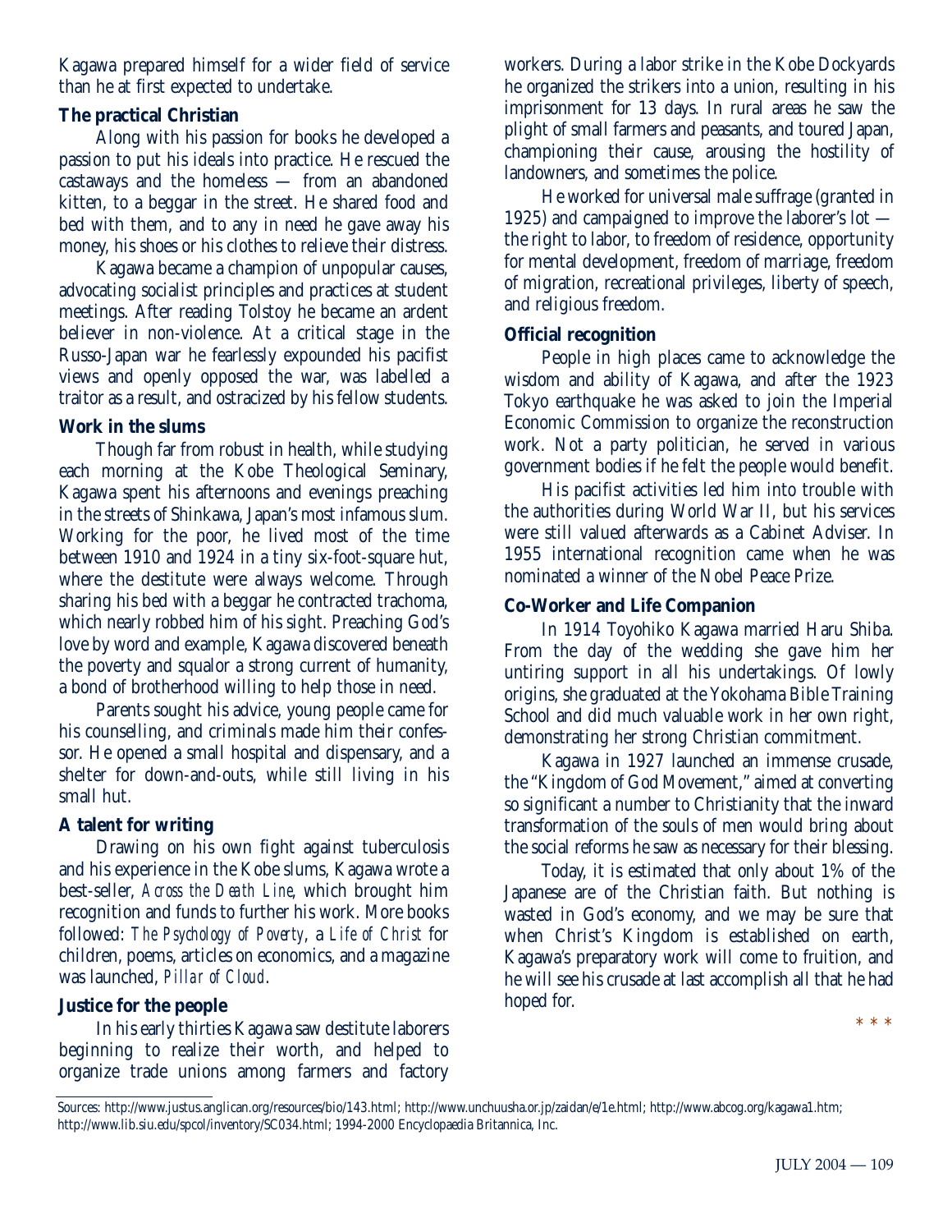Kagawa prepared himself for a wider field of service than he at first expected to undertake.

### The practical Christian

Along with his passion for books he developed a passion to put his ideals into practice. He rescued the castaways and the homeless — from an abandoned kitten, to a beggar in the street. He shared food and bed with them, and to any in need he gave away his money, his shoes or his clothes to relieve their distress.

Kagawa became a champion of unpopular causes, advocating socialist principles and practices at student meetings. After reading Tolstoy he became an ardent believer in non-violence. At a critical stage in the Russo-Japan war he fearlessly expounded his pacifist views and openly opposed the war, was labelled a traitor as a result, and ostracized by his fellow students.

### Work in the slums

Though far from robust in health, while studying each morning at the Kobe Theological Seminary, Kagawa spent his afternoons and evenings preaching in the streets of Shinkawa, Japan's most infamous slum. Working for the poor, he lived most of the time between 1910 and 1924 in a tiny six-foot-square hut, where the destitute were always welcome. Through sharing his bed with a beggar he contracted trachoma, which nearly robbed him of his sight. Preaching God's love by word and example, Kagawa discovered beneath the poverty and squalor a strong current of humanity, a bond of brotherhood willing to help those in need.

Parents sought his advice, young people came for his counselling, and criminals made him their confessor. He opened a small hospital and dispensary, and a shelter for down-and-outs, while still living in his small hut.

### A talent for writing

Drawing on his own fight against tuberculosis and his experience in the Kobe slums, Kagawa wrote a best-seller, *Across the Death Line*, which brought him recognition and funds to further his work. More books followed: *The Psychology of Poverty*, a *Life of Christ* for children, poems, articles on economics, and a magazine was launched, *Pillar of Cloud*.

### Justice for the people

In his early thirties Kagawa saw destitute laborers beginning to realize their worth, and helped to organize trade unions among farmers and factory workers. During a labor strike in the Kobe Dockyards he organized the strikers into a union, resulting in his imprisonment for 13 days. In rural areas he saw the plight of small farmers and peasants, and toured Japan, championing their cause, arousing the hostility of landowners, and sometimes the police.

He worked for universal male suffrage (granted in 1925) and campaigned to improve the laborer's lot — the right to labor, to freedom of residence, opportunity for mental development, freedom of marriage, freedom of migration, recreational privileges, liberty of speech, and religious freedom.

### Official recognition

People in high places came to acknowledge the wisdom and ability of Kagawa, and after the 1923 Tokyo earthquake he was asked to join the Imperial Economic Commission to organize the reconstruction work. Not a party politician, he served in various government bodies if he felt the people would benefit.

His pacifist activities led him into trouble with the authorities during World War II, but his services were still valued afterwards as a Cabinet Adviser. In 1955 international recognition came when he was nominated a winner of the Nobel Peace Prize.

### Co-Worker and Life Companion

In 1914 Toyohiko Kagawa married Haru Shiba. From the day of the wedding she gave him her untiring support in all his undertakings. Of lowly origins, she graduated at the Yokohama Bible Training School and did much valuable work in her own right, demonstrating her strong Christian commitment.

Kagawa in 1927 launched an immense crusade, the "Kingdom of God Movement," aimed at converting so significant a number to Christianity that the inward transformation of the souls of men would bring about the social reforms he saw as necessary for their blessing.

Today, it is estimated that only about 1% of the Japanese are of the Christian faith. But nothing is wasted in God's economy, and we may be sure that when Christ's Kingdom is established on earth, Kagawa's preparatory work will come to fruition, and he will see his crusade at last accomplish all that he had hoped for.

\* \* \*

Sources: http://www.justus.anglican.org/resources/bio/143.html; http://www.unchuusha.or.jp/zaidan/e/1e.html; http://www.abcog.org/kagawa1.htm; http://www.lib.siu.edu/spcol/inventory/SC034.html; 1994-2000 Encyclopaedia Britannica, Inc.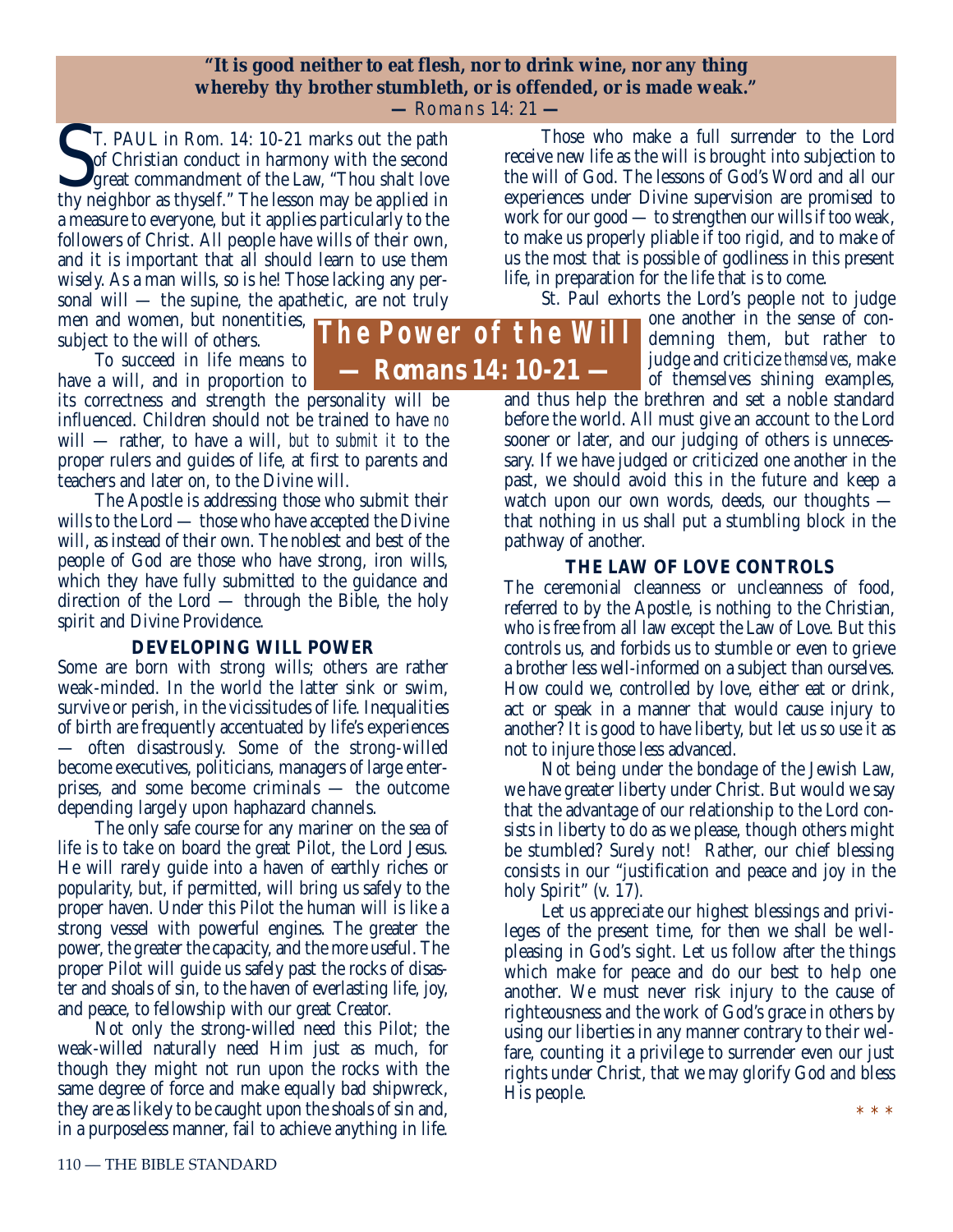**"It is good neither to eat flesh, nor to drink wine, nor any thing whereby thy brother stumbleth, or is offended, or is made weak."**
— Romans 14: 21 —

# The Power of the Will
## — Romans 14: 10-21 —

ST. PAUL in Rom. 14: 10-21 marks out the path of Christian conduct in harmony with the second great commandment of the Law, "Thou shalt love thy neighbor as thyself." The lesson may be applied in a measure to everyone, but it applies particularly to the followers of Christ. All people have wills of their own, and it is important that all should learn to use them wisely. As a man wills, so is he! Those lacking any personal will — the supine, the apathetic, are not truly men and women, but nonentities, subject to the will of others.

To succeed in life means to have a will, and in proportion to its correctness and strength the personality will be influenced. Children should not be trained to have *no* will — rather, to have a will, *but to submit it* to the proper rulers and guides of life, at first to parents and teachers and later on, to the Divine will.

The Apostle is addressing those who submit their wills to the Lord — those who have accepted the Divine will, as instead of their own. The noblest and best of the people of God are those who have strong, iron wills, which they have fully submitted to the guidance and direction of the Lord — through the Bible, the holy spirit and Divine Providence.

### DEVELOPING WILL POWER

Some are born with strong wills; others are rather weak-minded. In the world the latter sink or swim, survive or perish, in the vicissitudes of life. Inequalities of birth are frequently accentuated by life's experiences — often disastrously. Some of the strong-willed become executives, politicians, managers of large enterprises, and some become criminals — the outcome depending largely upon haphazard channels.

The only safe course for any mariner on the sea of life is to take on board the great Pilot, the Lord Jesus. He will rarely guide into a haven of earthly riches or popularity, but, if permitted, will bring us safely to the proper haven. Under this Pilot the human will is like a strong vessel with powerful engines. The greater the power, the greater the capacity, and the more useful. The proper Pilot will guide us safely past the rocks of disaster and shoals of sin, to the haven of everlasting life, joy, and peace, to fellowship with our great Creator.

Not only the strong-willed need this Pilot; the weak-willed naturally need Him just as much, for though they might not run upon the rocks with the same degree of force and make equally bad shipwreck, they are as likely to be caught upon the shoals of sin and, in a purposeless manner, fail to achieve anything in life.

Those who make a full surrender to the Lord receive new life as the will is brought into subjection to the will of God. The lessons of God's Word and all our experiences under Divine supervision are promised to work for our good — to strengthen our wills if too weak, to make us properly pliable if too rigid, and to make of us the most that is possible of godliness in this present life, in preparation for the life that is to come.

St. Paul exhorts the Lord's people not to judge one another in the sense of condemning them, but rather to judge and criticize *themselves*, make of themselves shining examples, and thus help the brethren and set a noble standard before the world. All must give an account to the Lord sooner or later, and our judging of others is unnecessary. If we have judged or criticized one another in the past, we should avoid this in the future and keep a watch upon our own words, deeds, our thoughts — that nothing in us shall put a stumbling block in the pathway of another.

### THE LAW OF LOVE CONTROLS

The ceremonial cleanness or uncleanness of food, referred to by the Apostle, is nothing to the Christian, who is free from all law except the Law of Love. But this controls us, and forbids us to stumble or even to grieve a brother less well-informed on a subject than ourselves. How could we, controlled by love, either eat or drink, act or speak in a manner that would cause injury to another? It is good to have liberty, but let us so use it as not to injure those less advanced.

Not being under the bondage of the Jewish Law, we have greater liberty under Christ. But would we say that the advantage of our relationship to the Lord consists in liberty to do as we please, though others might be stumbled? Surely not! Rather, our chief blessing consists in our "justification and peace and joy in the holy Spirit" (v. 17).

Let us appreciate our highest blessings and privileges of the present time, for then we shall be well-pleasing in God's sight. Let us follow after the things which make for peace and do our best to help one another. We must never risk injury to the cause of righteousness and the work of God's grace in others by using our liberties in any manner contrary to their welfare, counting it a privilege to surrender even our just rights under Christ, that we may glorify God and bless His people.

\* \* \*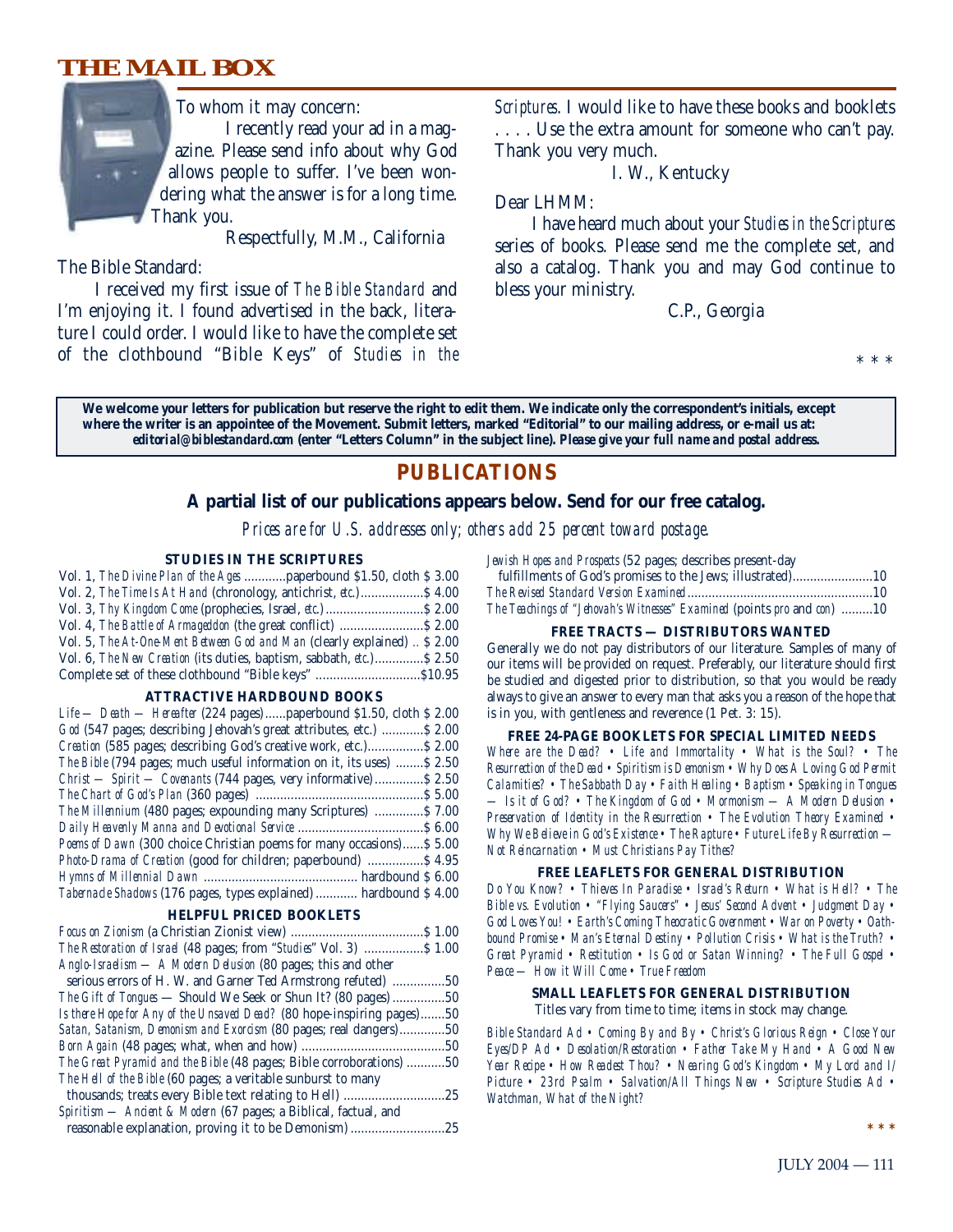# THE MAIL BOX

To whom it may concern:

I recently read your ad in a magazine. Please send info about why God allows people to suffer. I've been wondering what the answer is for a long time. Thank you.

Respectfully, M.M., California

The Bible Standard:

I received my first issue of *The Bible Standard* and I'm enjoying it. I found advertised in the back, literature I could order. I would like to have the complete set of the clothbound "Bible Keys" of *Studies in the Scriptures*. I would like to have these books and booklets . . . . Use the extra amount for someone who can't pay. Thank you very much.

I. W., Kentucky

Dear LHMM:

I have heard much about your *Studies in the Scriptures* series of books. Please send me the complete set, and also a catalog. Thank you and may God continue to bless your ministry.

C.P., Georgia

\* \* \*

**We welcome your letters for publication but reserve the right to edit them. We indicate only the correspondent's initials, except where the writer is an appointee of the Movement. Submit letters, marked "Editorial" to our mailing address, or e-mail us at: *editorial@biblestandard.com* (enter "Letters Column" in the subject line). *Please give your full name and postal address.***

## PUBLICATIONS

### A partial list of our publications appears below. Send for our free catalog.

*Prices are for U.S. addresses only; others add 25 percent toward postage.*

#### STUDIES IN THE SCRIPTURES

Vol. 1, *The Divine Plan of the Ages* ............paperbound $1.50, cloth $ 3.00
Vol. 2, *The Time Is At Hand* (chronology, antichrist, *etc.*)..................$ 4.00
Vol. 3, *Thy Kingdom Come* (prophecies, Israel, *etc.*)............................$ 2.00
Vol. 4, *The Battle of Armageddon* (the great conflict) ........................$ 2.00
Vol. 5, *The At-One-Ment Between God and Man* (clearly explained) .. $ 2.00
Vol. 6, *The New Creation* (its duties, baptism, sabbath, *etc.*)..............$ 2.50
Complete set of these clothbound "Bible keys" .............................$10.95

#### ATTRACTIVE HARDBOUND BOOKS

*Life — Death — Hereafter* (224 pages)......paperbound $1.50, cloth $ 2.00
*God* (547 pages; describing Jehovah's great attributes, etc.) ............$ 2.00
*Creation* (585 pages; describing God's creative work, etc.)................$ 2.00
*The Bible* (794 pages; much useful information on it, its uses) ........$ 2.50
*Christ — Spirit — Covenants* (744 pages, very informative)..............$ 2.50
*The Chart of God's Plan* (360 pages) ...............................................$ 5.00
*The Millennium* (480 pages; expounding many Scriptures) ..............$ 7.00
*Daily Heavenly Manna and Devotional Service* ...................................$ 6.00
*Poems of Dawn* (300 choice Christian poems for many occasions)......$ 5.00
*Photo-Drama of Creation* (good for children; paperbound) ................$ 4.95
*Hymns of Millennial Dawn* ........................................... hardbound $ 6.00
*Tabernacle Shadows* (176 pages, types explained)............ hardbound $ 4.00

#### HELPFUL PRICED BOOKLETS

*Focus on Zionism* (a Christian Zionist view) ......................................$ 1.00
*The Restoration of Israel* (48 pages; from "*Studies*" Vol. 3) .................$ 1.00
*Anglo-Israelism — A Modern Delusion* (80 pages; this and other serious errors of H. W. and Garner Ted Armstrong refuted) ...............50
*The Gift of Tongues* — Should We Seek or Shun It? (80 pages)...............50
*Is there Hope for Any of the Unsaved Dead?* (80 hope-inspiring pages).......50
*Satan, Satanism, Demonism and Exorcism* (80 pages; real dangers).............50
*Born Again* (48 pages; what, when and how) ........................................50
*The Great Pyramid and the Bible* (48 pages; Bible corroborations) ...........50
*The Hell of the Bible* (60 pages; a veritable sunburst to many thousands; treats every Bible text relating to Hell) ............................25
*Spiritism — Ancient & Modern* (67 pages; a Biblical, factual, and reasonable explanation, proving it to be Demonism)..........................25
*Jewish Hopes and Prospects* (52 pages; describes present-day fulfillments of God's promises to the Jews; illustrated).......................10
*The Revised Standard Version Examined*.....................................................10
*The Teachings of "Jehovah's Witnesses" Examined* (points *pro* and *con*) .........10

#### FREE TRACTS — DISTRIBUTORS WANTED

Generally we do not pay distributors of our literature. Samples of many of our items will be provided on request. Preferably, our literature should first be studied and digested prior to distribution, so that you would be ready always to give an answer to every man that asks you a reason of the hope that is in you, with gentleness and reverence (1 Pet. 3: 15).

#### FREE 24-PAGE BOOKLETS FOR SPECIAL LIMITED NEEDS

*Where are the Dead? • Life and Immortality • What is the Soul? • The Resurrection of the Dead • Spiritism is Demonism • Why Does A Loving God Permit Calamities? • The Sabbath Day • Faith Healing • Baptism • Speaking in Tongues — Is it of God? • The Kingdom of God • Mormonism — A Modern Delusion • Preservation of Identity in the Resurrection • The Evolution Theory Examined • Why We Believe in God's Existence • The Rapture • Future Life By Resurrection — Not Reincarnation • Must Christians Pay Tithes?*

#### FREE LEAFLETS FOR GENERAL DISTRIBUTION

*Do You Know? • Thieves In Paradise • Israel's Return • What is Hell? • The Bible vs. Evolution • "Flying Saucers" • Jesus' Second Advent • Judgment Day • God Loves You! • Earth's Coming Theocratic Government • War on Poverty • Oath-bound Promise • Man's Eternal Destiny • Pollution Crisis • What is the Truth? • Great Pyramid • Restitution • Is God or Satan Winning? • The Full Gospel • Peace — How it Will Come • True Freedom*

#### SMALL LEAFLETS FOR GENERAL DISTRIBUTION

Titles vary from time to time; items in stock may change.

*Bible Standard Ad • Coming By and By • Christ's Glorious Reign • Close Your Eyes/DP Ad • Desolation/Restoration • Father Take My Hand • A Good New Year Recipe • How Readest Thou? • Nearing God's Kingdom • My Lord and I/ Picture • 23rd Psalm • Salvation/All Things New • Scripture Studies Ad • Watchman, What of the Night?*

\* \* \*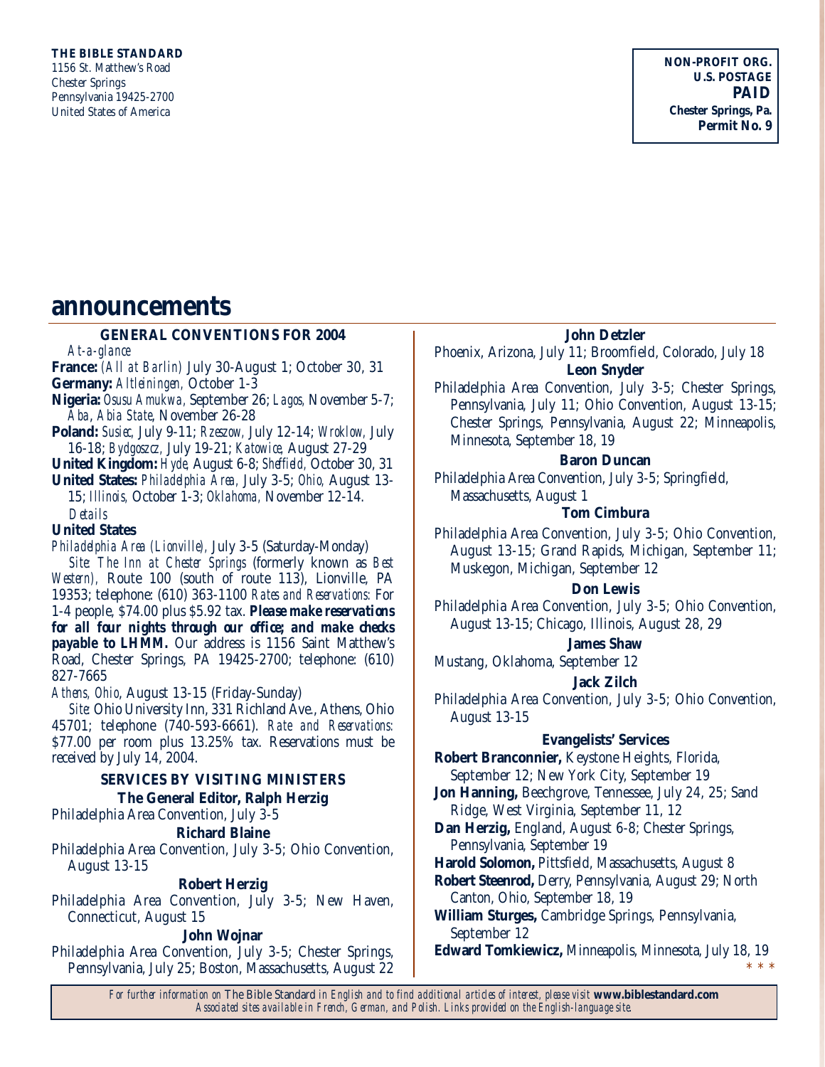**THE BIBLE STANDARD**
1156 St. Matthew's Road
Chester Springs
Pennsylvania 19425-2700
United States of America

**NON-PROFIT ORG.**
**U.S. POSTAGE**
**PAID**
**Chester Springs, Pa.**
**Permit No. 9**

# announcements

### GENERAL CONVENTIONS FOR 2004

*At-a-glance*

**France:** *(All at Barlin)* July 30-August 1; October 30, 31
**Germany:** *Altleiningen,* October 1-3
**Nigeria:** *Osusu Amukwa,* September 26; *Lagos,* November 5-7; *Aba, Abia State,* November 26-28
**Poland:** *Susiec,* July 9-11; *Rzeszow,* July 12-14; *Wroklow,* July 16-18; *Bydgoszcz,* July 19-21; *Katowice,* August 27-29
**United Kingdom:** *Hyde,* August 6-8; *Sheffield,* October 30, 31
**United States:** *Philadelphia Area,* July 3-5; *Ohio,* August 13-15; *Illinois,* October 1-3; *Oklahoma,* November 12-14.

*Details*

**United States**

*Philadelphia Area (Lionville),* July 3-5 (Saturday-Monday)

*Site: The Inn at Chester Springs* (formerly known as *Best Western),* Route 100 (south of route 113), Lionville, PA 19353; telephone: (610) 363-1100 *Rates and Reservations:* For 1-4 people, $74.00 plus $5.92 tax. ***Please make reservations for all four nights through our office; and make checks payable to LHMM.*** Our address is 1156 Saint Matthew's Road, Chester Springs, PA 19425-2700; telephone: (610) 827-7665

*Athens, Ohio,* August 13-15 (Friday-Sunday)

*Site:* Ohio University Inn, 331 Richland Ave., Athens, Ohio 45701; telephone (740-593-6661). *Rate and Reservations:* $77.00 per room plus 13.25% tax. Reservations must be received by July 14, 2004.

### SERVICES BY VISITING MINISTERS

**The General Editor, Ralph Herzig**
Philadelphia Area Convention, July 3-5

**Richard Blaine**
Philadelphia Area Convention, July 3-5; Ohio Convention, August 13-15

**Robert Herzig**
Philadelphia Area Convention, July 3-5; New Haven, Connecticut, August 15

**John Wojnar**
Philadelphia Area Convention, July 3-5; Chester Springs, Pennsylvania, July 25; Boston, Massachusetts, August 22

**John Detzler**
Phoenix, Arizona, July 11; Broomfield, Colorado, July 18

**Leon Snyder**
Philadelphia Area Convention, July 3-5; Chester Springs, Pennsylvania, July 11; Ohio Convention, August 13-15; Chester Springs, Pennsylvania, August 22; Minneapolis, Minnesota, September 18, 19

**Baron Duncan**
Philadelphia Area Convention, July 3-5; Springfield, Massachusetts, August 1

**Tom Cimbura**
Philadelphia Area Convention, July 3-5; Ohio Convention, August 13-15; Grand Rapids, Michigan, September 11; Muskegon, Michigan, September 12

**Don Lewis**
Philadelphia Area Convention, July 3-5; Ohio Convention, August 13-15; Chicago, Illinois, August 28, 29

**James Shaw**
Mustang, Oklahoma, September 12

**Jack Zilch**
Philadelphia Area Convention, July 3-5; Ohio Convention, August 13-15

**Evangelists' Services**

**Robert Branconnier,** Keystone Heights, Florida, September 12; New York City, September 19
**Jon Hanning,** Beechgrove, Tennessee, July 24, 25; Sand Ridge, West Virginia, September 11, 12
**Dan Herzig,** England, August 6-8; Chester Springs, Pennsylvania, September 19
**Harold Solomon,** Pittsfield, Massachusetts, August 8
**Robert Steenrod,** Derry, Pennsylvania, August 29; North Canton, Ohio, September 18, 19
**William Sturges,** Cambridge Springs, Pennsylvania, September 12
**Edward Tomkiewicz,** Minneapolis, Minnesota, July 18, 19

\* \* \*

*For further information on* The Bible Standard *in English and to find additional articles of interest, please visit* **www.biblestandard.com**
*Associated sites available in French, German, and Polish. Links provided on the English-language site.*